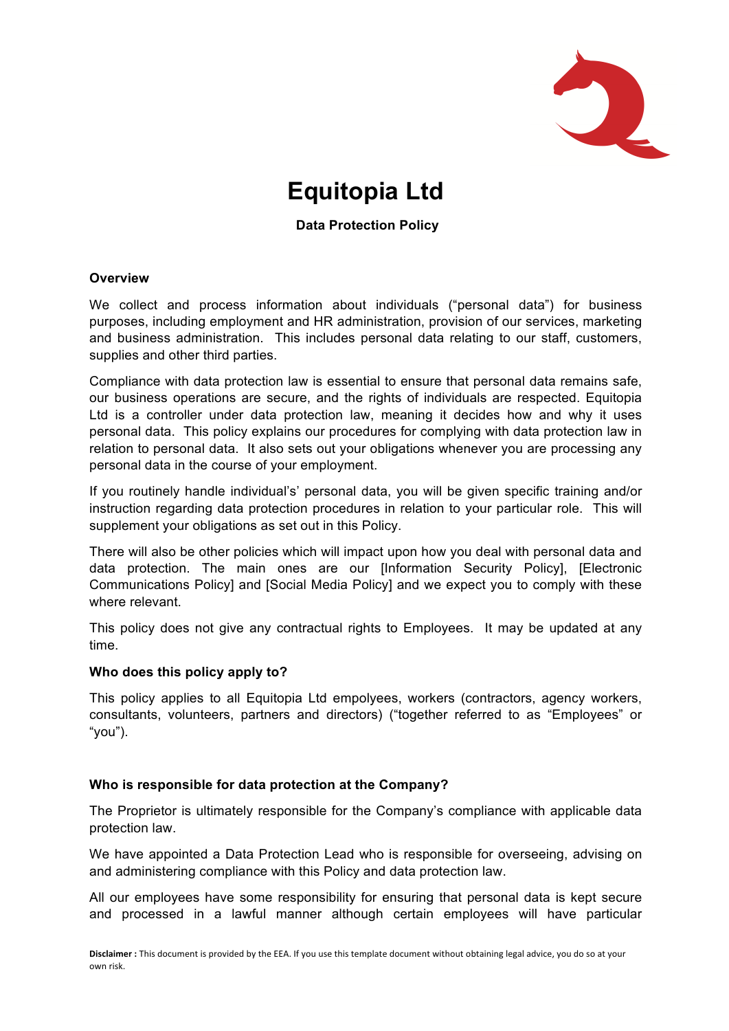# Equitopia Ltd

**Data Protection Policy**

**Overview**

We collect and process information about individuals ("personal data") for business purposes, including employment and HR administration, provision of our services, marketing and business administration. This includes personal data relating to our staff, customers, supplies and other third parties.

Compliance with data protection law is essential to ensure that personal data remains safe, our business operations are secure, and the rights of individuals are respected. Equitopia Ltd is a controller under data protection law, meaning it decides how and why it uses personal data. This policy explains our procedures for complying with data protection law in relation to personal data. It also sets out your obligations whenever you are processing any personal data in the course of your employment.

If you routinely handle individual's' personal data, you will be given specific training and/or instruction regarding data protection procedures in relation to your particular role. This will supplement your obligations as set out in this Policy.

There will also be other policies which will impact upon how you deal with personal data and data protection. The main ones are our [Information Security Policy], [Electronic Communications Policy] and [Social Media Policy] and we expect you to comply with these where relevant.

This policy does not give any contractual rights to Employees. It may be updated at any time.

**Who does this policy apply to?**

This policy applies to all Equitopia Ltd empolyees, workers (contractors, agency workers, consultants, volunteers, partners and directors) ("together referred to as "Employees" or "you").

**Who is responsible for data protection at the Company?**

The Proprietor is ultimately responsible for the Company's compliance with applicable data protection law.

We have appointed a Data Protection Lead who is responsible for overseeing, advising on and administering compliance with this Policy and data protection law.

All our employees have some responsibility for ensuring that personal data is kept secure and processed in a lawful manner although certain employees will have particular

**Disclaimer :** This document is provided by the EEA. If you use this template document without obtaining legal advice, you do so at your own risk.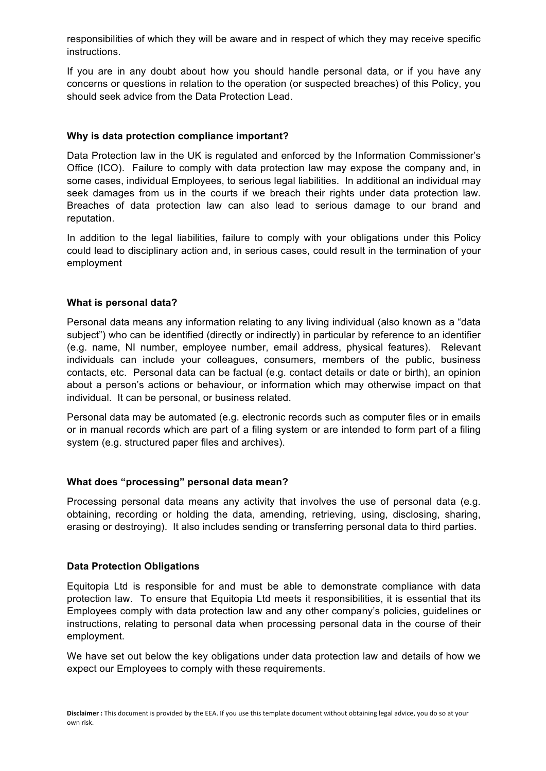responsibilities of which they will be aware and in respect of which they may receive specific instructions.

If you are in any doubt about how you should handle personal data, or if you have any concerns or questions in relation to the operation (or suspected breaches) of this Policy, you should seek advice from the Data Protection Lead.

**Why is data protection compliance important?**

Data Protection law in the UK is regulated and enforced by the Information Commissioner's Office (ICO). Failure to comply with data protection law may expose the company and, in some cases, individual Employees, to serious legal liabilities. In additional an individual may seek damages from us in the courts if we breach their rights under data protection law. Breaches of data protection law can also lead to serious damage to our brand and reputation.

In addition to the legal liabilities, failure to comply with your obligations under this Policy could lead to disciplinary action and, in serious cases, could result in the termination of your employment

**What is personal data?**

Personal data means any information relating to any living individual (also known as a "data subject") who can be identified (directly or indirectly) in particular by reference to an identifier (e.g. name, NI number, employee number, email address, physical features). Relevant individuals can include your colleagues, consumers, members of the public, business contacts, etc. Personal data can be factual (e.g. contact details or date or birth), an opinion about a person's actions or behaviour, or information which may otherwise impact on that individual. It can be personal, or business related.

Personal data may be automated (e.g. electronic records such as computer files or in emails or in manual records which are part of a filing system or are intended to form part of a filing system (e.g. structured paper files and archives).

**What does "processing" personal data mean?**

Processing personal data means any activity that involves the use of personal data (e.g. obtaining, recording or holding the data, amending, retrieving, using, disclosing, sharing, erasing or destroying). It also includes sending or transferring personal data to third parties.

**Data Protection Obligations**

Equitopia Ltd is responsible for and must be able to demonstrate compliance with data protection law. To ensure that Equitopia Ltd meets it responsibilities, it is essential that its Employees comply with data protection law and any other company's policies, guidelines or instructions, relating to personal data when processing personal data in the course of their employment.

We have set out below the key obligations under data protection law and details of how we expect our Employees to comply with these requirements.

**Disclaimer :** This document is provided by the EEA. If you use this template document without obtaining legal advice, you do so at your own risk.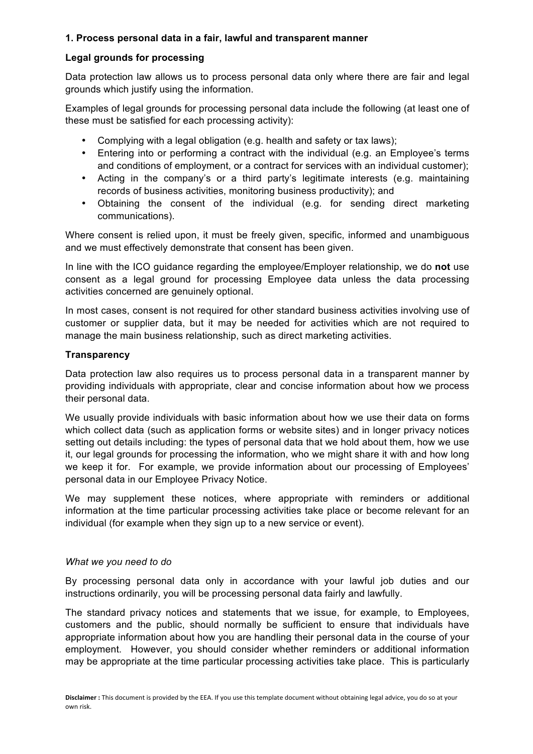**1. Process personal data in a fair, lawful and transparent manner**

**Legal grounds for processing**

Data protection law allows us to process personal data only where there are fair and legal grounds which justify using the information.

Examples of legal grounds for processing personal data include the following (at least one of these must be satisfied for each processing activity):

- Complying with a legal obligation (e.g. health and safety or tax laws);
- Entering into or performing a contract with the individual (e.g. an Employee's terms and conditions of employment, or a contract for services with an individual customer);
- Acting in the company's or a third party's legitimate interests (e.g. maintaining records of business activities, monitoring business productivity); and
- Obtaining the consent of the individual (e.g. for sending direct marketing communications).

Where consent is relied upon, it must be freely given, specific, informed and unambiguous and we must effectively demonstrate that consent has been given.

In line with the ICO guidance regarding the employee/Employer relationship, we do **not** use consent as a legal ground for processing Employee data unless the data processing activities concerned are genuinely optional.

In most cases, consent is not required for other standard business activities involving use of customer or supplier data, but it may be needed for activities which are not required to manage the main business relationship, such as direct marketing activities.

**Transparency**

Data protection law also requires us to process personal data in a transparent manner by providing individuals with appropriate, clear and concise information about how we process their personal data.

We usually provide individuals with basic information about how we use their data on forms which collect data (such as application forms or website sites) and in longer privacy notices setting out details including: the types of personal data that we hold about them, how we use it, our legal grounds for processing the information, who we might share it with and how long we keep it for. For example, we provide information about our processing of Employees' personal data in our Employee Privacy Notice.

We may supplement these notices, where appropriate with reminders or additional information at the time particular processing activities take place or become relevant for an individual (for example when they sign up to a new service or event).

*What we you need to do*

By processing personal data only in accordance with your lawful job duties and our instructions ordinarily, you will be processing personal data fairly and lawfully.

The standard privacy notices and statements that we issue, for example, to Employees, customers and the public, should normally be sufficient to ensure that individuals have appropriate information about how you are handling their personal data in the course of your employment. However, you should consider whether reminders or additional information may be appropriate at the time particular processing activities take place. This is particularly

**Disclaimer :** This document is provided by the EEA. If you use this template document without obtaining legal advice, you do so at your own risk.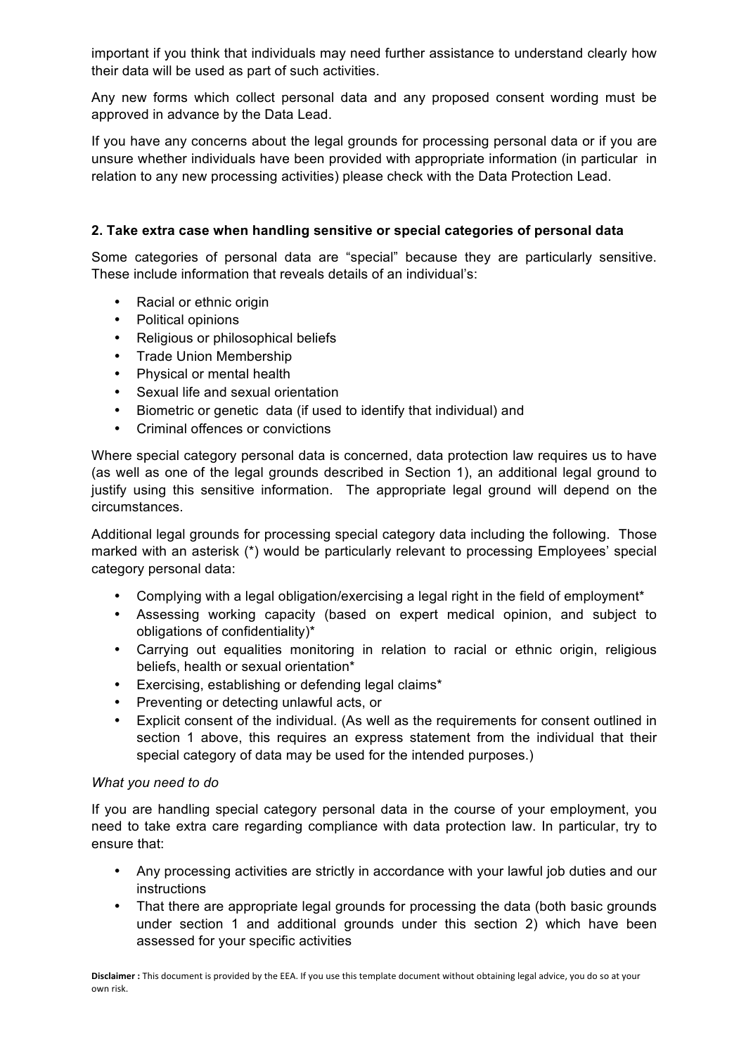important if you think that individuals may need further assistance to understand clearly how their data will be used as part of such activities.

Any new forms which collect personal data and any proposed consent wording must be approved in advance by the Data Lead.

If you have any concerns about the legal grounds for processing personal data or if you are unsure whether individuals have been provided with appropriate information (in particular in relation to any new processing activities) please check with the Data Protection Lead.

### 2. Take extra case when handling sensitive or special categories of personal data

Some categories of personal data are "special" because they are particularly sensitive. These include information that reveals details of an individual's:

- Racial or ethnic origin
- Political opinions
- Religious or philosophical beliefs
- Trade Union Membership
- Physical or mental health
- Sexual life and sexual orientation
- Biometric or genetic data (if used to identify that individual) and
- Criminal offences or convictions

Where special category personal data is concerned, data protection law requires us to have (as well as one of the legal grounds described in Section 1), an additional legal ground to justify using this sensitive information. The appropriate legal ground will depend on the circumstances.

Additional legal grounds for processing special category data including the following. Those marked with an asterisk (*) would be particularly relevant to processing Employees' special category personal data:

- Complying with a legal obligation/exercising a legal right in the field of employment*
- Assessing working capacity (based on expert medical opinion, and subject to obligations of confidentiality)*
- Carrying out equalities monitoring in relation to racial or ethnic origin, religious beliefs, health or sexual orientation*
- Exercising, establishing or defending legal claims*
- Preventing or detecting unlawful acts, or
- Explicit consent of the individual. (As well as the requirements for consent outlined in section 1 above, this requires an express statement from the individual that their special category of data may be used for the intended purposes.)

*What you need to do*

If you are handling special category personal data in the course of your employment, you need to take extra care regarding compliance with data protection law. In particular, try to ensure that:

- Any processing activities are strictly in accordance with your lawful job duties and our instructions
- That there are appropriate legal grounds for processing the data (both basic grounds under section 1 and additional grounds under this section 2) which have been assessed for your specific activities

**Disclaimer :** This document is provided by the EEA. If you use this template document without obtaining legal advice, you do so at your own risk.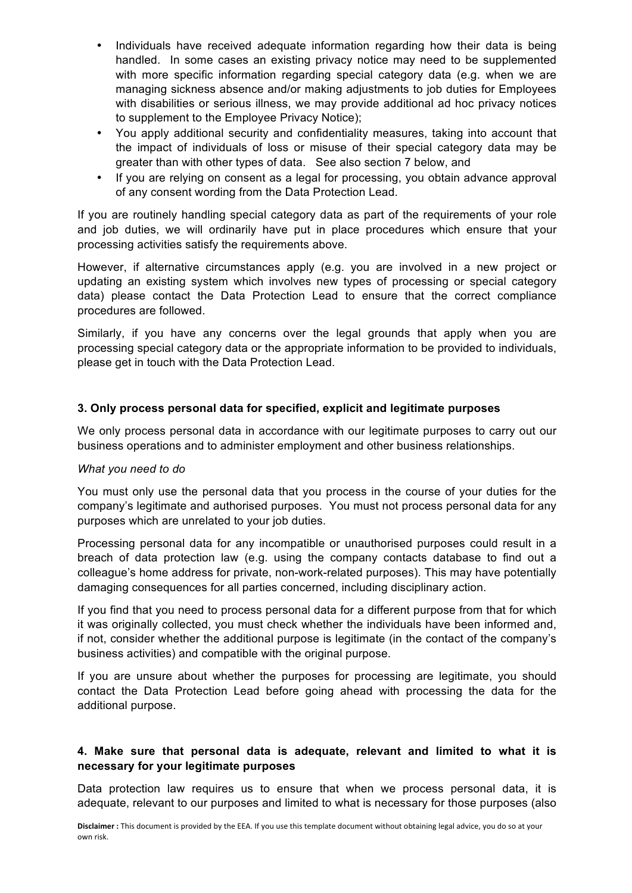- Individuals have received adequate information regarding how their data is being handled. In some cases an existing privacy notice may need to be supplemented with more specific information regarding special category data (e.g. when we are managing sickness absence and/or making adjustments to job duties for Employees with disabilities or serious illness, we may provide additional ad hoc privacy notices to supplement to the Employee Privacy Notice);
- You apply additional security and confidentiality measures, taking into account that the impact of individuals of loss or misuse of their special category data may be greater than with other types of data. See also section 7 below, and
- If you are relying on consent as a legal for processing, you obtain advance approval of any consent wording from the Data Protection Lead.

If you are routinely handling special category data as part of the requirements of your role and job duties, we will ordinarily have put in place procedures which ensure that your processing activities satisfy the requirements above.

However, if alternative circumstances apply (e.g. you are involved in a new project or updating an existing system which involves new types of processing or special category data) please contact the Data Protection Lead to ensure that the correct compliance procedures are followed.

Similarly, if you have any concerns over the legal grounds that apply when you are processing special category data or the appropriate information to be provided to individuals, please get in touch with the Data Protection Lead.

### 3. Only process personal data for specified, explicit and legitimate purposes

We only process personal data in accordance with our legitimate purposes to carry out our business operations and to administer employment and other business relationships.

*What you need to do*

You must only use the personal data that you process in the course of your duties for the company's legitimate and authorised purposes. You must not process personal data for any purposes which are unrelated to your job duties.

Processing personal data for any incompatible or unauthorised purposes could result in a breach of data protection law (e.g. using the company contacts database to find out a colleague's home address for private, non-work-related purposes). This may have potentially damaging consequences for all parties concerned, including disciplinary action.

If you find that you need to process personal data for a different purpose from that for which it was originally collected, you must check whether the individuals have been informed and, if not, consider whether the additional purpose is legitimate (in the contact of the company's business activities) and compatible with the original purpose.

If you are unsure about whether the purposes for processing are legitimate, you should contact the Data Protection Lead before going ahead with processing the data for the additional purpose.

### 4. Make sure that personal data is adequate, relevant and limited to what it is necessary for your legitimate purposes

Data protection law requires us to ensure that when we process personal data, it is adequate, relevant to our purposes and limited to what is necessary for those purposes (also

**Disclaimer :** This document is provided by the EEA. If you use this template document without obtaining legal advice, you do so at your own risk.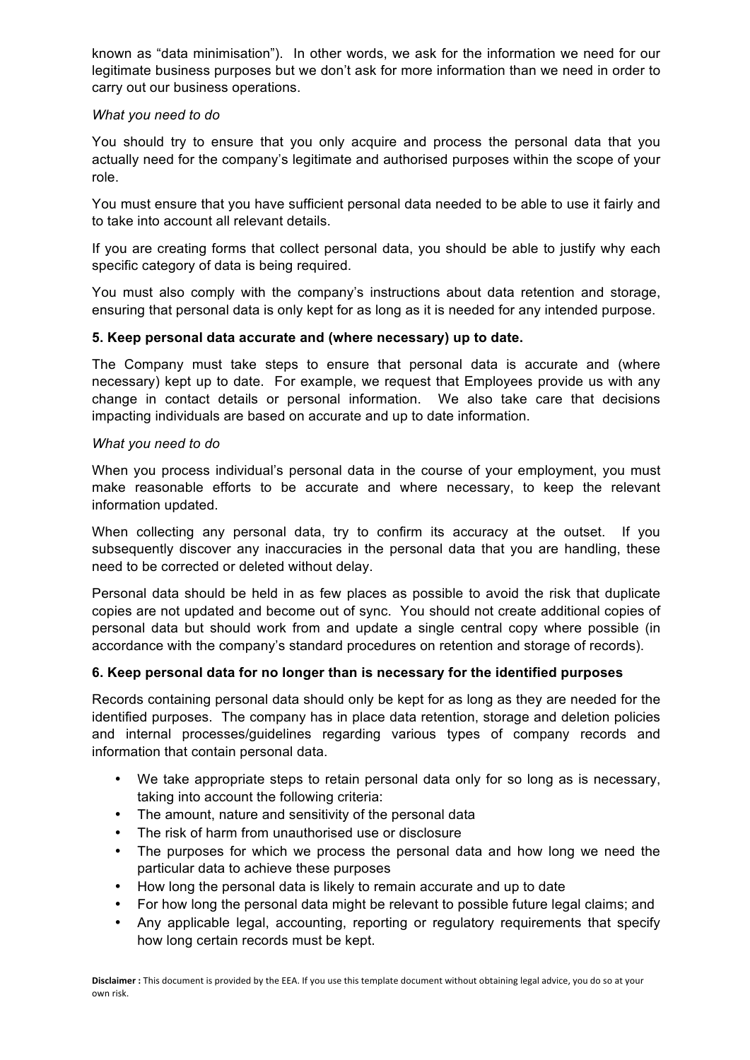known as "data minimisation"). In other words, we ask for the information we need for our legitimate business purposes but we don't ask for more information than we need in order to carry out our business operations.

*What you need to do*

You should try to ensure that you only acquire and process the personal data that you actually need for the company's legitimate and authorised purposes within the scope of your role.

You must ensure that you have sufficient personal data needed to be able to use it fairly and to take into account all relevant details.

If you are creating forms that collect personal data, you should be able to justify why each specific category of data is being required.

You must also comply with the company's instructions about data retention and storage, ensuring that personal data is only kept for as long as it is needed for any intended purpose.

**5. Keep personal data accurate and (where necessary) up to date.**

The Company must take steps to ensure that personal data is accurate and (where necessary) kept up to date. For example, we request that Employees provide us with any change in contact details or personal information. We also take care that decisions impacting individuals are based on accurate and up to date information.

*What you need to do*

When you process individual's personal data in the course of your employment, you must make reasonable efforts to be accurate and where necessary, to keep the relevant information updated.

When collecting any personal data, try to confirm its accuracy at the outset. If you subsequently discover any inaccuracies in the personal data that you are handling, these need to be corrected or deleted without delay.

Personal data should be held in as few places as possible to avoid the risk that duplicate copies are not updated and become out of sync. You should not create additional copies of personal data but should work from and update a single central copy where possible (in accordance with the company's standard procedures on retention and storage of records).

**6. Keep personal data for no longer than is necessary for the identified purposes**

Records containing personal data should only be kept for as long as they are needed for the identified purposes. The company has in place data retention, storage and deletion policies and internal processes/guidelines regarding various types of company records and information that contain personal data.

- We take appropriate steps to retain personal data only for so long as is necessary, taking into account the following criteria:
- The amount, nature and sensitivity of the personal data
- The risk of harm from unauthorised use or disclosure
- The purposes for which we process the personal data and how long we need the particular data to achieve these purposes
- How long the personal data is likely to remain accurate and up to date
- For how long the personal data might be relevant to possible future legal claims; and
- Any applicable legal, accounting, reporting or regulatory requirements that specify how long certain records must be kept.

**Disclaimer :** This document is provided by the EEA. If you use this template document without obtaining legal advice, you do so at your own risk.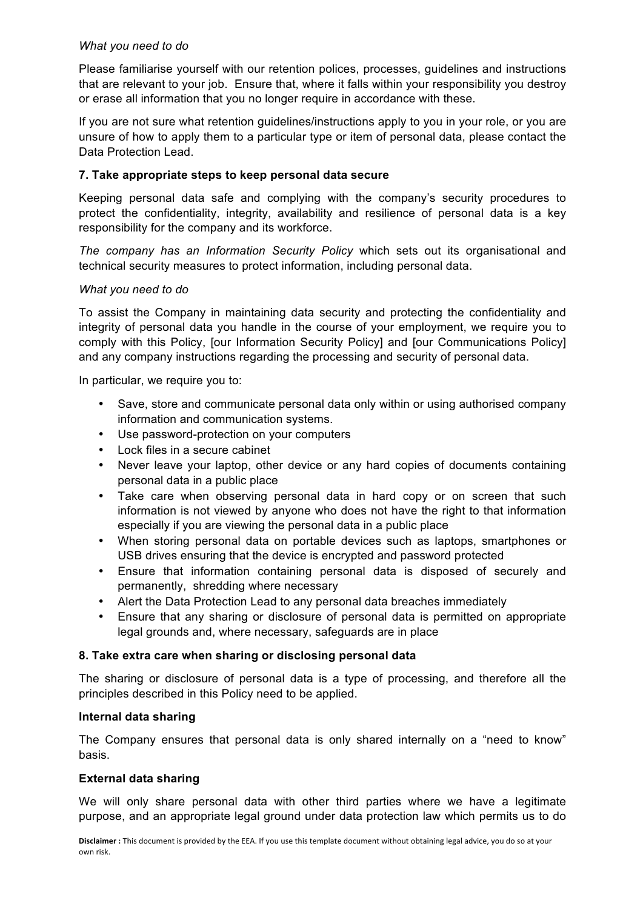*What you need to do*

Please familiarise yourself with our retention polices, processes, guidelines and instructions that are relevant to your job. Ensure that, where it falls within your responsibility you destroy or erase all information that you no longer require in accordance with these.

If you are not sure what retention guidelines/instructions apply to you in your role, or you are unsure of how to apply them to a particular type or item of personal data, please contact the Data Protection Lead.

**7. Take appropriate steps to keep personal data secure**

Keeping personal data safe and complying with the company's security procedures to protect the confidentiality, integrity, availability and resilience of personal data is a key responsibility for the company and its workforce.

*The company has an Information Security Policy* which sets out its organisational and technical security measures to protect information, including personal data.

*What you need to do*

To assist the Company in maintaining data security and protecting the confidentiality and integrity of personal data you handle in the course of your employment, we require you to comply with this Policy, [our Information Security Policy] and [our Communications Policy] and any company instructions regarding the processing and security of personal data.

In particular, we require you to:

- Save, store and communicate personal data only within or using authorised company information and communication systems.
- Use password-protection on your computers
- Lock files in a secure cabinet
- Never leave your laptop, other device or any hard copies of documents containing personal data in a public place
- Take care when observing personal data in hard copy or on screen that such information is not viewed by anyone who does not have the right to that information especially if you are viewing the personal data in a public place
- When storing personal data on portable devices such as laptops, smartphones or USB drives ensuring that the device is encrypted and password protected
- Ensure that information containing personal data is disposed of securely and permanently, shredding where necessary
- Alert the Data Protection Lead to any personal data breaches immediately
- Ensure that any sharing or disclosure of personal data is permitted on appropriate legal grounds and, where necessary, safeguards are in place

**8. Take extra care when sharing or disclosing personal data**

The sharing or disclosure of personal data is a type of processing, and therefore all the principles described in this Policy need to be applied.

**Internal data sharing**

The Company ensures that personal data is only shared internally on a "need to know" basis.

**External data sharing**

We will only share personal data with other third parties where we have a legitimate purpose, and an appropriate legal ground under data protection law which permits us to do

**Disclaimer :** This document is provided by the EEA. If you use this template document without obtaining legal advice, you do so at your own risk.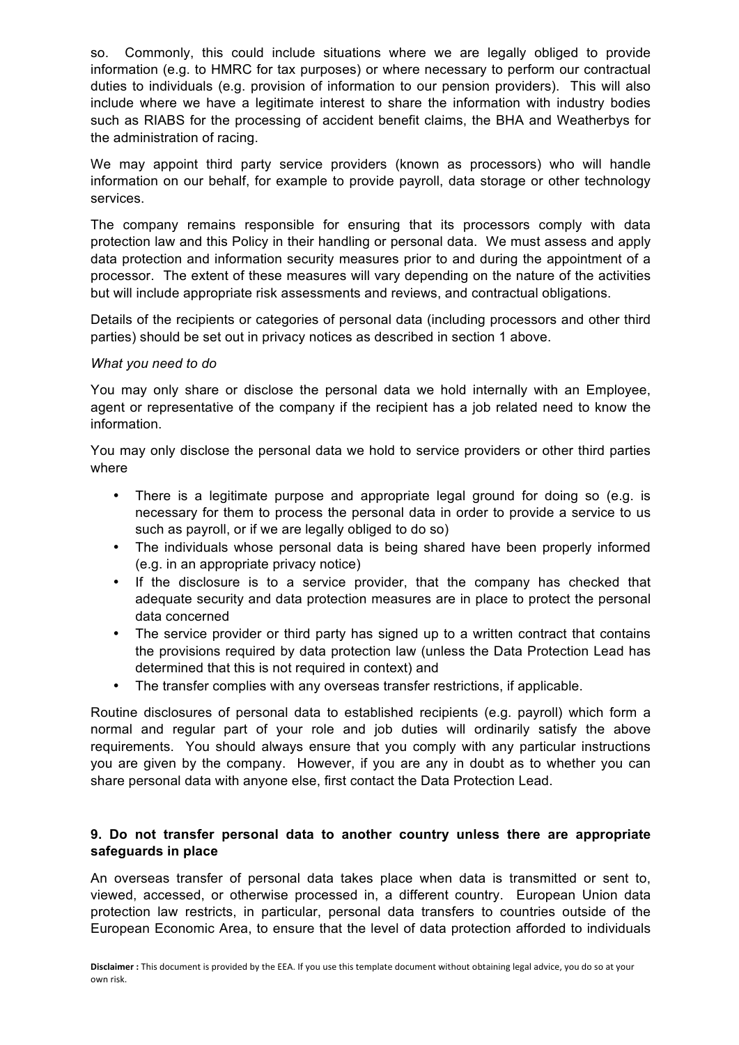so. Commonly, this could include situations where we are legally obliged to provide information (e.g. to HMRC for tax purposes) or where necessary to perform our contractual duties to individuals (e.g. provision of information to our pension providers). This will also include where we have a legitimate interest to share the information with industry bodies such as RIABS for the processing of accident benefit claims, the BHA and Weatherbys for the administration of racing.

We may appoint third party service providers (known as processors) who will handle information on our behalf, for example to provide payroll, data storage or other technology services.

The company remains responsible for ensuring that its processors comply with data protection law and this Policy in their handling or personal data. We must assess and apply data protection and information security measures prior to and during the appointment of a processor. The extent of these measures will vary depending on the nature of the activities but will include appropriate risk assessments and reviews, and contractual obligations.

Details of the recipients or categories of personal data (including processors and other third parties) should be set out in privacy notices as described in section 1 above.

*What you need to do*

You may only share or disclose the personal data we hold internally with an Employee, agent or representative of the company if the recipient has a job related need to know the information.

You may only disclose the personal data we hold to service providers or other third parties where

- There is a legitimate purpose and appropriate legal ground for doing so (e.g. is necessary for them to process the personal data in order to provide a service to us such as payroll, or if we are legally obliged to do so)
- The individuals whose personal data is being shared have been properly informed (e.g. in an appropriate privacy notice)
- If the disclosure is to a service provider, that the company has checked that adequate security and data protection measures are in place to protect the personal data concerned
- The service provider or third party has signed up to a written contract that contains the provisions required by data protection law (unless the Data Protection Lead has determined that this is not required in context) and
- The transfer complies with any overseas transfer restrictions, if applicable.

Routine disclosures of personal data to established recipients (e.g. payroll) which form a normal and regular part of your role and job duties will ordinarily satisfy the above requirements. You should always ensure that you comply with any particular instructions you are given by the company. However, if you are any in doubt as to whether you can share personal data with anyone else, first contact the Data Protection Lead.

### 9. Do not transfer personal data to another country unless there are appropriate safeguards in place

An overseas transfer of personal data takes place when data is transmitted or sent to, viewed, accessed, or otherwise processed in, a different country. European Union data protection law restricts, in particular, personal data transfers to countries outside of the European Economic Area, to ensure that the level of data protection afforded to individuals

**Disclaimer :** This document is provided by the EEA. If you use this template document without obtaining legal advice, you do so at your own risk.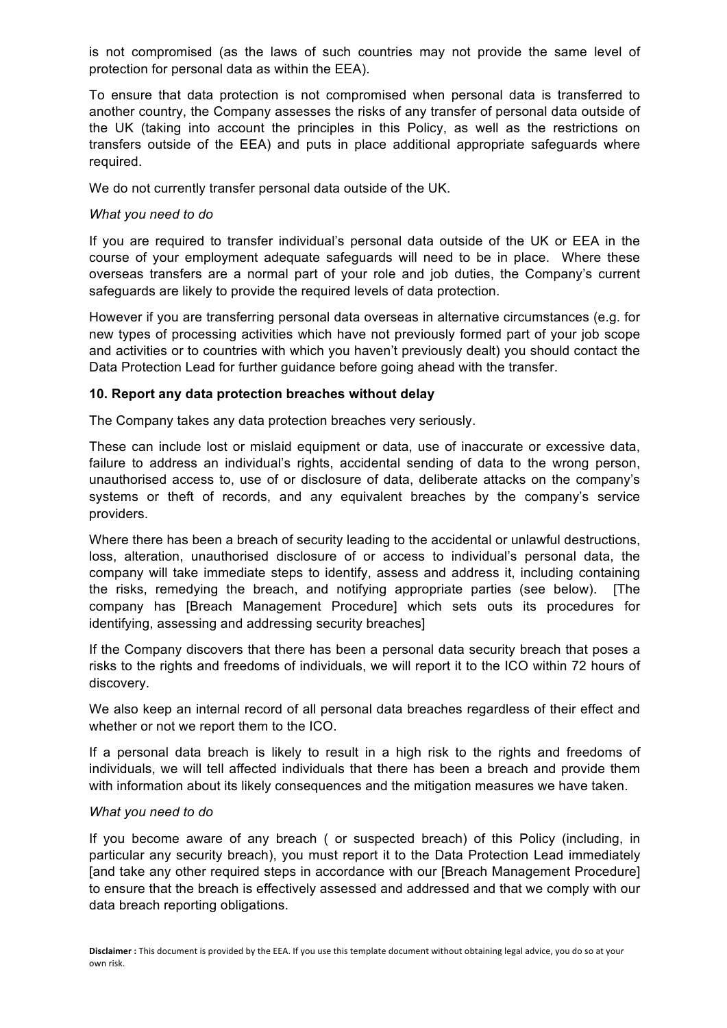is not compromised (as the laws of such countries may not provide the same level of protection for personal data as within the EEA).

To ensure that data protection is not compromised when personal data is transferred to another country, the Company assesses the risks of any transfer of personal data outside of the UK (taking into account the principles in this Policy, as well as the restrictions on transfers outside of the EEA) and puts in place additional appropriate safeguards where required.

We do not currently transfer personal data outside of the UK.

*What you need to do*

If you are required to transfer individual's personal data outside of the UK or EEA in the course of your employment adequate safeguards will need to be in place. Where these overseas transfers are a normal part of your role and job duties, the Company's current safeguards are likely to provide the required levels of data protection.

However if you are transferring personal data overseas in alternative circumstances (e.g. for new types of processing activities which have not previously formed part of your job scope and activities or to countries with which you haven't previously dealt) you should contact the Data Protection Lead for further guidance before going ahead with the transfer.

**10. Report any data protection breaches without delay**

The Company takes any data protection breaches very seriously.

These can include lost or mislaid equipment or data, use of inaccurate or excessive data, failure to address an individual's rights, accidental sending of data to the wrong person, unauthorised access to, use of or disclosure of data, deliberate attacks on the company's systems or theft of records, and any equivalent breaches by the company's service providers.

Where there has been a breach of security leading to the accidental or unlawful destructions, loss, alteration, unauthorised disclosure of or access to individual's personal data, the company will take immediate steps to identify, assess and address it, including containing the risks, remedying the breach, and notifying appropriate parties (see below). [The company has [Breach Management Procedure] which sets outs its procedures for identifying, assessing and addressing security breaches]

If the Company discovers that there has been a personal data security breach that poses a risks to the rights and freedoms of individuals, we will report it to the ICO within 72 hours of discovery.

We also keep an internal record of all personal data breaches regardless of their effect and whether or not we report them to the ICO.

If a personal data breach is likely to result in a high risk to the rights and freedoms of individuals, we will tell affected individuals that there has been a breach and provide them with information about its likely consequences and the mitigation measures we have taken.

*What you need to do*

If you become aware of any breach ( or suspected breach) of this Policy (including, in particular any security breach), you must report it to the Data Protection Lead immediately [and take any other required steps in accordance with our [Breach Management Procedure] to ensure that the breach is effectively assessed and addressed and that we comply with our data breach reporting obligations.

**Disclaimer :** This document is provided by the EEA. If you use this template document without obtaining legal advice, you do so at your own risk.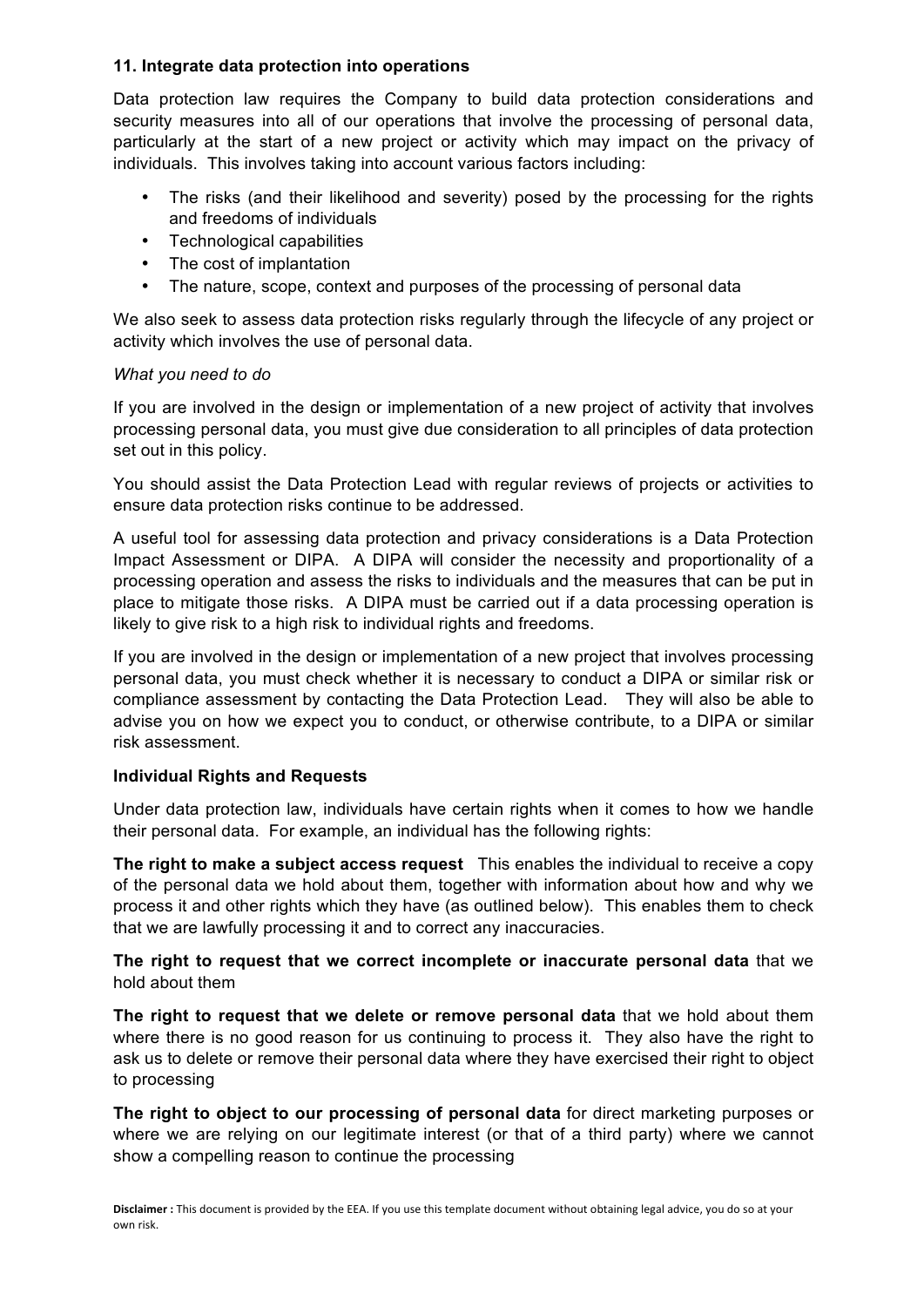**11. Integrate data protection into operations**

Data protection law requires the Company to build data protection considerations and security measures into all of our operations that involve the processing of personal data, particularly at the start of a new project or activity which may impact on the privacy of individuals. This involves taking into account various factors including:

- The risks (and their likelihood and severity) posed by the processing for the rights and freedoms of individuals
- Technological capabilities
- The cost of implantation
- The nature, scope, context and purposes of the processing of personal data

We also seek to assess data protection risks regularly through the lifecycle of any project or activity which involves the use of personal data.

*What you need to do*

If you are involved in the design or implementation of a new project of activity that involves processing personal data, you must give due consideration to all principles of data protection set out in this policy.

You should assist the Data Protection Lead with regular reviews of projects or activities to ensure data protection risks continue to be addressed.

A useful tool for assessing data protection and privacy considerations is a Data Protection Impact Assessment or DIPA. A DIPA will consider the necessity and proportionality of a processing operation and assess the risks to individuals and the measures that can be put in place to mitigate those risks. A DIPA must be carried out if a data processing operation is likely to give risk to a high risk to individual rights and freedoms.

If you are involved in the design or implementation of a new project that involves processing personal data, you must check whether it is necessary to conduct a DIPA or similar risk or compliance assessment by contacting the Data Protection Lead. They will also be able to advise you on how we expect you to conduct, or otherwise contribute, to a DIPA or similar risk assessment.

**Individual Rights and Requests**

Under data protection law, individuals have certain rights when it comes to how we handle their personal data. For example, an individual has the following rights:

**The right to make a subject access request** This enables the individual to receive a copy of the personal data we hold about them, together with information about how and why we process it and other rights which they have (as outlined below). This enables them to check that we are lawfully processing it and to correct any inaccuracies.

**The right to request that we correct incomplete or inaccurate personal data** that we hold about them

**The right to request that we delete or remove personal data** that we hold about them where there is no good reason for us continuing to process it. They also have the right to ask us to delete or remove their personal data where they have exercised their right to object to processing

**The right to object to our processing of personal data** for direct marketing purposes or where we are relying on our legitimate interest (or that of a third party) where we cannot show a compelling reason to continue the processing

**Disclaimer :** This document is provided by the EEA. If you use this template document without obtaining legal advice, you do so at your own risk.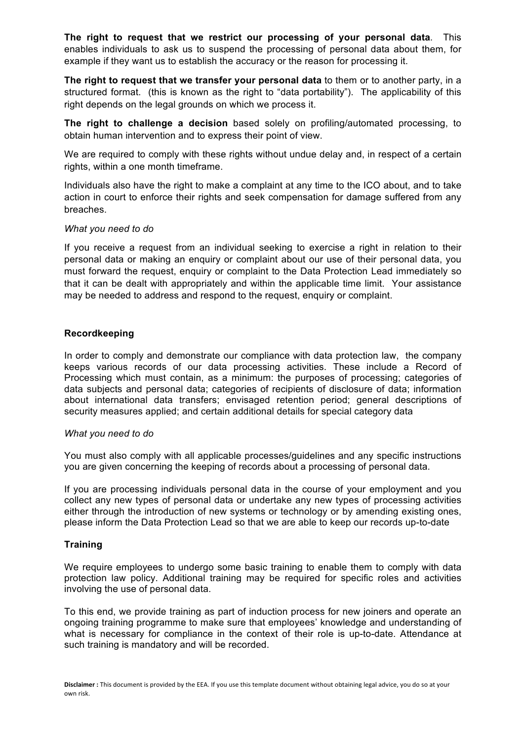**The right to request that we restrict our processing of your personal data**. This enables individuals to ask us to suspend the processing of personal data about them, for example if they want us to establish the accuracy or the reason for processing it.

**The right to request that we transfer your personal data** to them or to another party, in a structured format. (this is known as the right to "data portability"). The applicability of this right depends on the legal grounds on which we process it.

**The right to challenge a decision** based solely on profiling/automated processing, to obtain human intervention and to express their point of view.

We are required to comply with these rights without undue delay and, in respect of a certain rights, within a one month timeframe.

Individuals also have the right to make a complaint at any time to the ICO about, and to take action in court to enforce their rights and seek compensation for damage suffered from any breaches.

*What you need to do*

If you receive a request from an individual seeking to exercise a right in relation to their personal data or making an enquiry or complaint about our use of their personal data, you must forward the request, enquiry or complaint to the Data Protection Lead immediately so that it can be dealt with appropriately and within the applicable time limit. Your assistance may be needed to address and respond to the request, enquiry or complaint.

### Recordkeeping

In order to comply and demonstrate our compliance with data protection law, the company keeps various records of our data processing activities. These include a Record of Processing which must contain, as a minimum: the purposes of processing; categories of data subjects and personal data; categories of recipients of disclosure of data; information about international data transfers; envisaged retention period; general descriptions of security measures applied; and certain additional details for special category data

*What you need to do*

You must also comply with all applicable processes/guidelines and any specific instructions you are given concerning the keeping of records about a processing of personal data.

If you are processing individuals personal data in the course of your employment and you collect any new types of personal data or undertake any new types of processing activities either through the introduction of new systems or technology or by amending existing ones, please inform the Data Protection Lead so that we are able to keep our records up-to-date

### Training

We require employees to undergo some basic training to enable them to comply with data protection law policy. Additional training may be required for specific roles and activities involving the use of personal data.

To this end, we provide training as part of induction process for new joiners and operate an ongoing training programme to make sure that employees' knowledge and understanding of what is necessary for compliance in the context of their role is up-to-date. Attendance at such training is mandatory and will be recorded.

**Disclaimer :** This document is provided by the EEA. If you use this template document without obtaining legal advice, you do so at your own risk.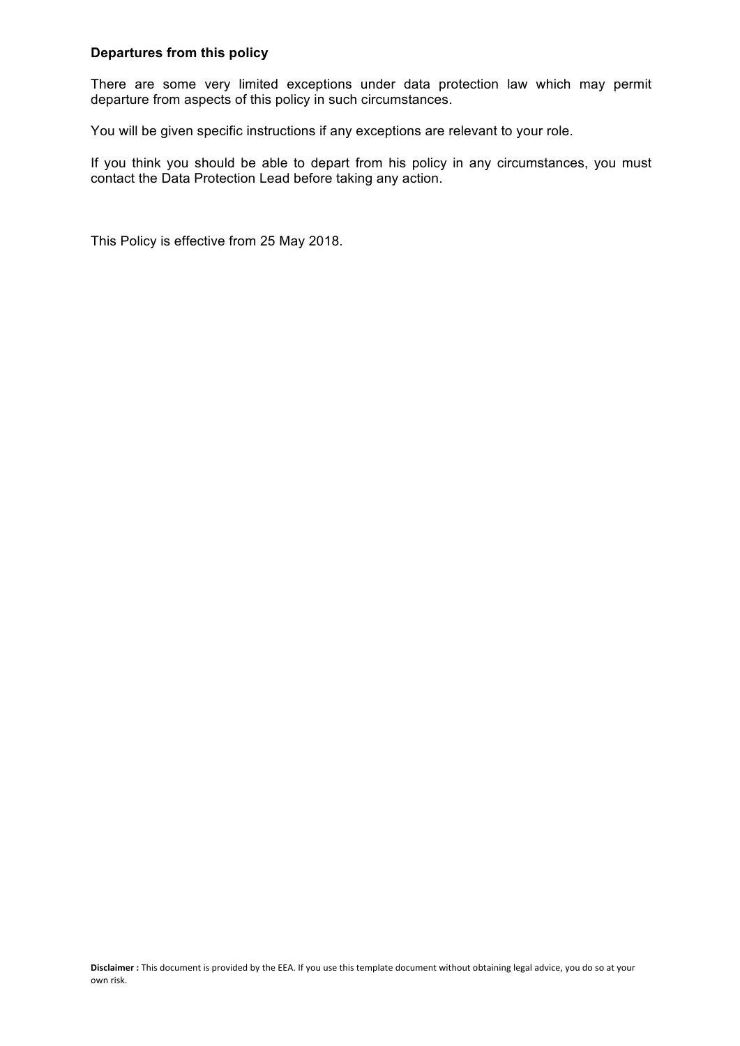**Departures from this policy**

There are some very limited exceptions under data protection law which may permit departure from aspects of this policy in such circumstances.

You will be given specific instructions if any exceptions are relevant to your role.

If you think you should be able to depart from his policy in any circumstances, you must contact the Data Protection Lead before taking any action.

This Policy is effective from 25 May 2018.

**Disclaimer :** This document is provided by the EEA. If you use this template document without obtaining legal advice, you do so at your own risk.